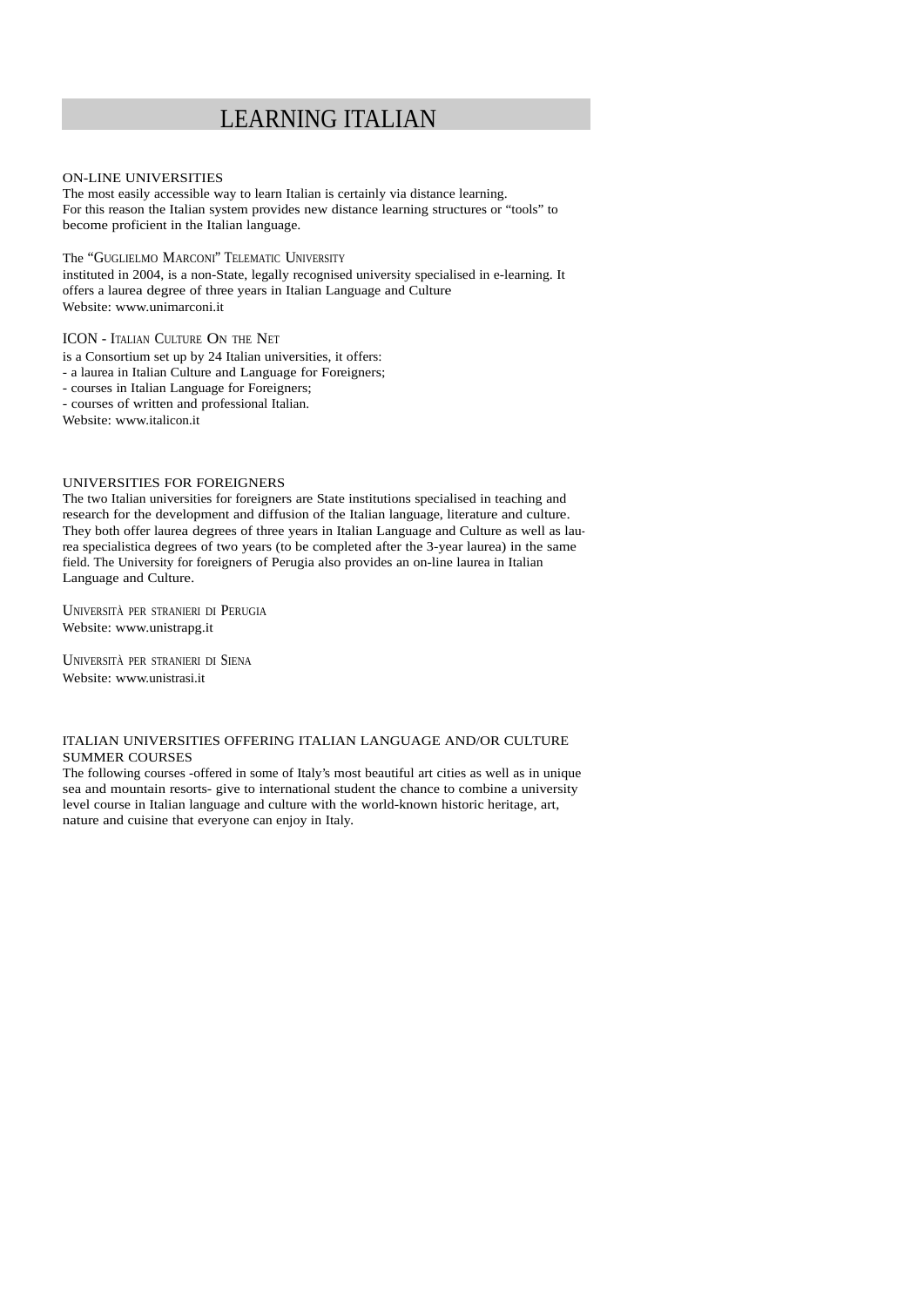# LEARNING ITALIAN

## ON-LINE UNIVERSITIES

The most easily accessible way to learn Italian is certainly via distance learning.
For this reason the Italian system provides new distance learning structures or “tools” to become proficient in the Italian language.

### The “Guglielmo Marconi” Telematic University

instituted in 2004, is a non-State, legally recognised university specialised in e-learning. It offers a laurea degree of three years in Italian Language and Culture
Website: www.unimarconi.it

### ICON - Italian Culture On the Net

is a Consortium set up by 24 Italian universities, it offers:
- a laurea in Italian Culture and Language for Foreigners;
- courses in Italian Language for Foreigners;
- courses of written and professional Italian.

Website: www.italicon.it

## UNIVERSITIES FOR FOREIGNERS

The two Italian universities for foreigners are State institutions specialised in teaching and research for the development and diffusion of the Italian language, literature and culture. They both offer laurea degrees of three years in Italian Language and Culture as well as laurea specialistica degrees of two years (to be completed after the 3-year laurea) in the same field. The University for foreigners of Perugia also provides an on-line laurea in Italian Language and Culture.

### Università per stranieri di Perugia

Website: www.unistrapg.it

### Università per stranieri di Siena

Website: www.unistrasi.it

## ITALIAN UNIVERSITIES OFFERING ITALIAN LANGUAGE AND/OR CULTURE SUMMER COURSES

The following courses -offered in some of Italy’s most beautiful art cities as well as in unique sea and mountain resorts- give to international student the chance to combine a university level course in Italian language and culture with the world-known historic heritage, art, nature and cuisine that everyone can enjoy in Italy.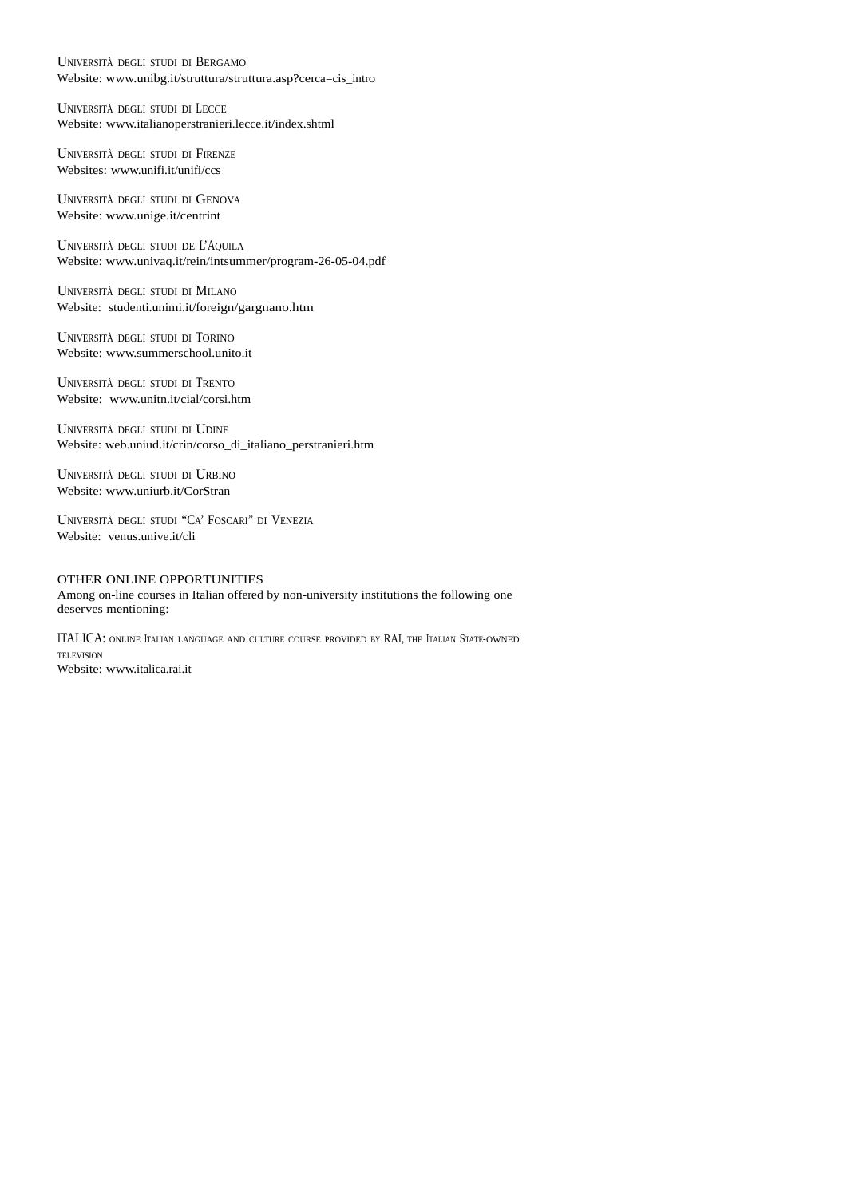Università degli studi di Bergamo
Website: www.unibg.it/struttura/struttura.asp?cerca=cis_intro

Università degli studi di Lecce
Website: www.italianoperstranieri.lecce.it/index.shtml

Università degli studi di Firenze
Websites: www.unifi.it/unifi/ccs

Università degli studi di Genova
Website: www.unige.it/centrint

Università degli studi de L'Aquila
Website: www.univaq.it/rein/intsummer/program-26-05-04.pdf

Università degli studi di Milano
Website: studenti.unimi.it/foreign/gargnano.htm

Università degli studi di Torino
Website: www.summerschool.unito.it

Università degli studi di Trento
Website: www.unitn.it/cial/corsi.htm

Università degli studi di Udine
Website: web.uniud.it/crin/corso_di_italiano_perstranieri.htm

Università degli studi di Urbino
Website: www.uniurb.it/CorStran

Università degli studi "Ca' Foscari" di Venezia
Website: venus.unive.it/cli

OTHER ONLINE OPPORTUNITIES

Among on-line courses in Italian offered by non-university institutions the following one deserves mentioning:

ITALICA: online Italian language and culture course provided by RAI, the Italian State-owned television
Website: www.italica.rai.it